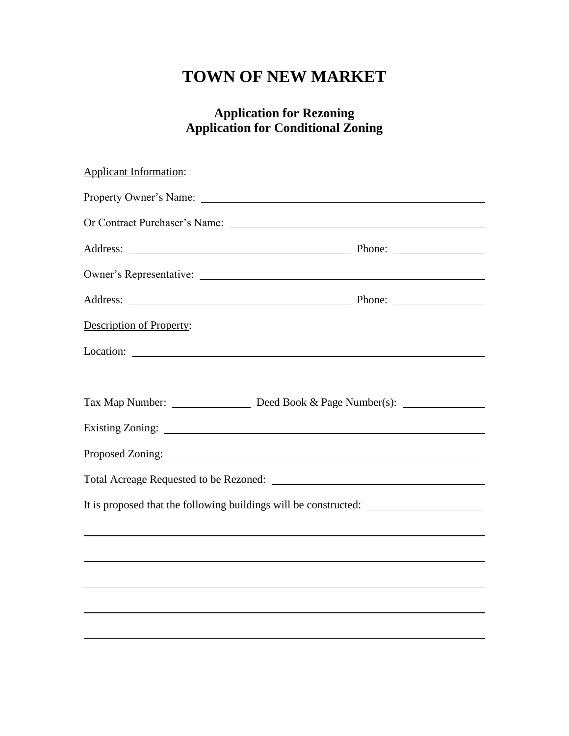# TOWN OF NEW MARKET

## Application for Rezoning
## Application for Conditional Zoning

Applicant Information:

Property Owner's Name: ______________________________________________

Or Contract Purchaser's Name: ______________________________________________

Address: ______________________________________________ Phone: ____________

Owner's Representative: ______________________________________________

Address: ______________________________________________ Phone: ____________

Description of Property:

Location: ______________________________________________

______________________________________________

Tax Map Number: ____________ Deed Book & Page Number(s): ____________

Existing Zoning: ______________________________________________

Proposed Zoning: ______________________________________________

Total Acreage Requested to be Rezoned: ______________________________________________

It is proposed that the following buildings will be constructed: ____________________

______________________________________________

______________________________________________

______________________________________________

______________________________________________

______________________________________________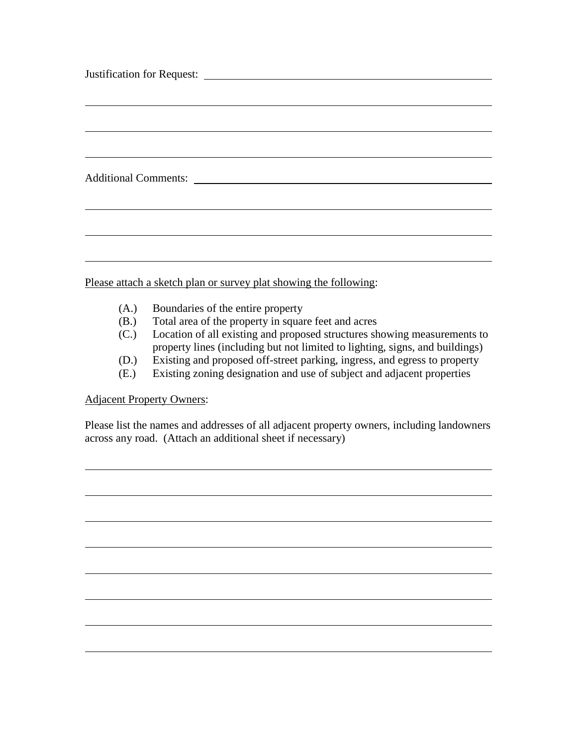Justification for Request: ______________________________________________

________________________________________________________________

________________________________________________________________

________________________________________________________________

Additional Comments: ______________________________________________

________________________________________________________________

________________________________________________________________

________________________________________________________________

Please attach a sketch plan or survey plat showing the following:

(A.) Boundaries of the entire property
(B.) Total area of the property in square feet and acres
(C.) Location of all existing and proposed structures showing measurements to property lines (including but not limited to lighting, signs, and buildings)
(D.) Existing and proposed off-street parking, ingress, and egress to property
(E.) Existing zoning designation and use of subject and adjacent properties

Adjacent Property Owners:

Please list the names and addresses of all adjacent property owners, including landowners across any road. (Attach an additional sheet if necessary)

________________________________________________________________

________________________________________________________________

________________________________________________________________

________________________________________________________________

________________________________________________________________

________________________________________________________________

________________________________________________________________

________________________________________________________________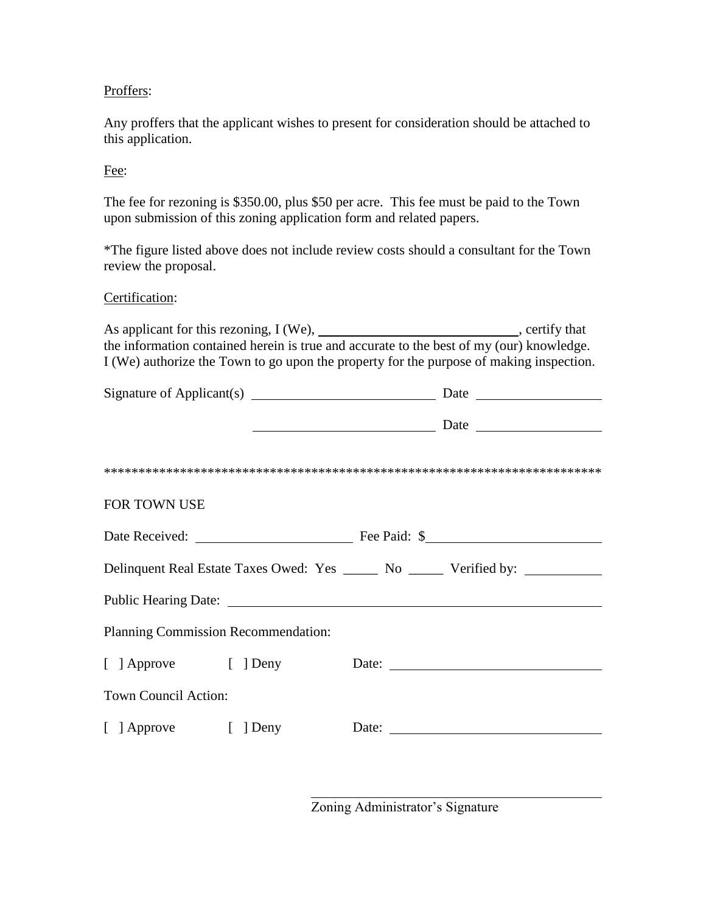Proffers:

Any proffers that the applicant wishes to present for consideration should be attached to this application.

Fee:

The fee for rezoning is $350.00, plus $50 per acre. This fee must be paid to the Town upon submission of this zoning application form and related papers.

*The figure listed above does not include review costs should a consultant for the Town review the proposal.

Certification:

As applicant for this rezoning, I (We), ____________________________, certify that the information contained herein is true and accurate to the best of my (our) knowledge. I (We) authorize the Town to go upon the property for the purpose of making inspection.

Signature of Applicant(s) __________________________ Date __________________

__________________________ Date __________________

************************************************************************

FOR TOWN USE

Date Received: ______________________ Fee Paid: $________________________

Delinquent Real Estate Taxes Owed: Yes _____ No _____ Verified by: ___________

Public Hearing Date: ________________________________________________

Planning Commission Recommendation:

[ ] Approve [ ] Deny Date: ______________________________

Town Council Action:

[ ] Approve [ ] Deny Date: ______________________________

______________________________________

Zoning Administrator's Signature